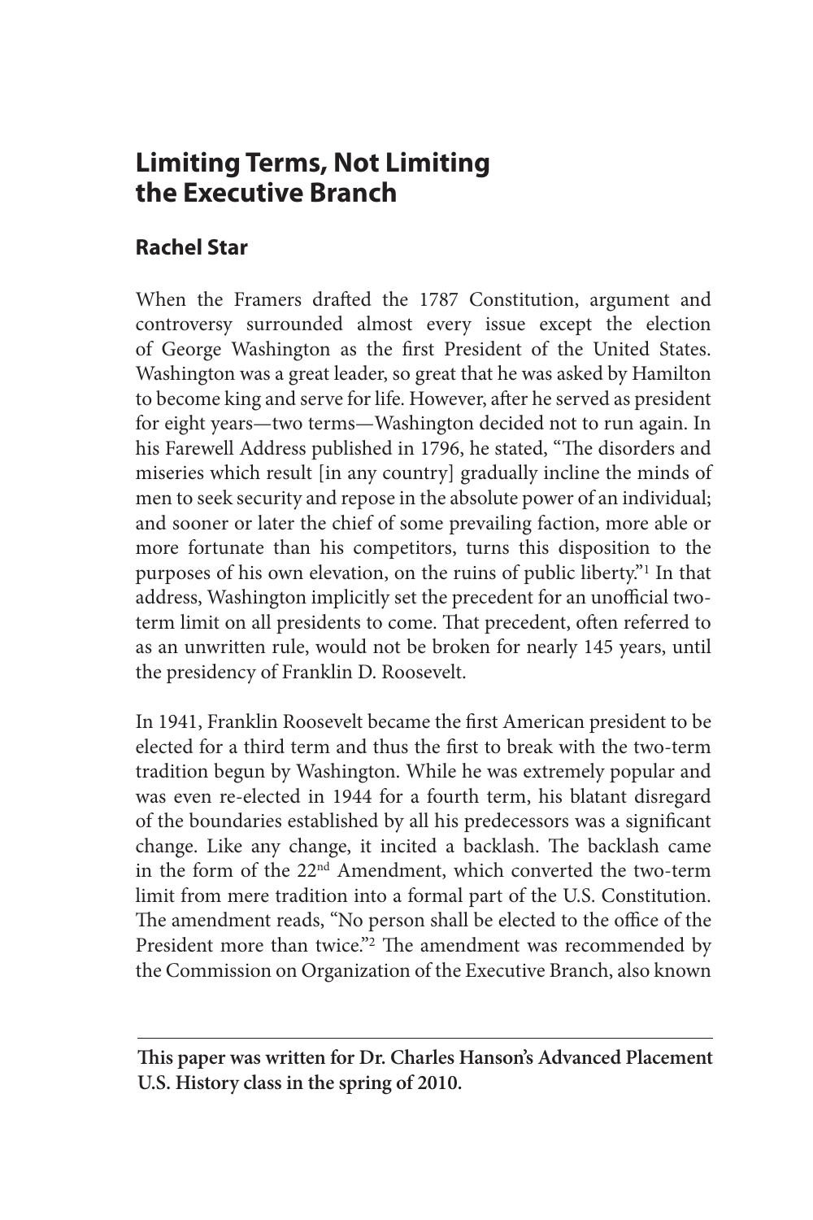# Limiting Terms, Not Limiting the Executive Branch

## Rachel Star

When the Framers drafted the 1787 Constitution, argument and controversy surrounded almost every issue except the election of George Washington as the first President of the United States. Washington was a great leader, so great that he was asked by Hamilton to become king and serve for life. However, after he served as president for eight years—two terms—Washington decided not to run again. In his Farewell Address published in 1796, he stated, "The disorders and miseries which result [in any country] gradually incline the minds of men to seek security and repose in the absolute power of an individual; and sooner or later the chief of some prevailing faction, more able or more fortunate than his competitors, turns this disposition to the purposes of his own elevation, on the ruins of public liberty."[1] In that address, Washington implicitly set the precedent for an unofficial two-term limit on all presidents to come. That precedent, often referred to as an unwritten rule, would not be broken for nearly 145 years, until the presidency of Franklin D. Roosevelt.

In 1941, Franklin Roosevelt became the first American president to be elected for a third term and thus the first to break with the two-term tradition begun by Washington. While he was extremely popular and was even re-elected in 1944 for a fourth term, his blatant disregard of the boundaries established by all his predecessors was a significant change. Like any change, it incited a backlash. The backlash came in the form of the 22nd Amendment, which converted the two-term limit from mere tradition into a formal part of the U.S. Constitution. The amendment reads, "No person shall be elected to the office of the President more than twice."[2] The amendment was recommended by the Commission on Organization of the Executive Branch, also known

---

**This paper was written for Dr. Charles Hanson's Advanced Placement U.S. History class in the spring of 2010.**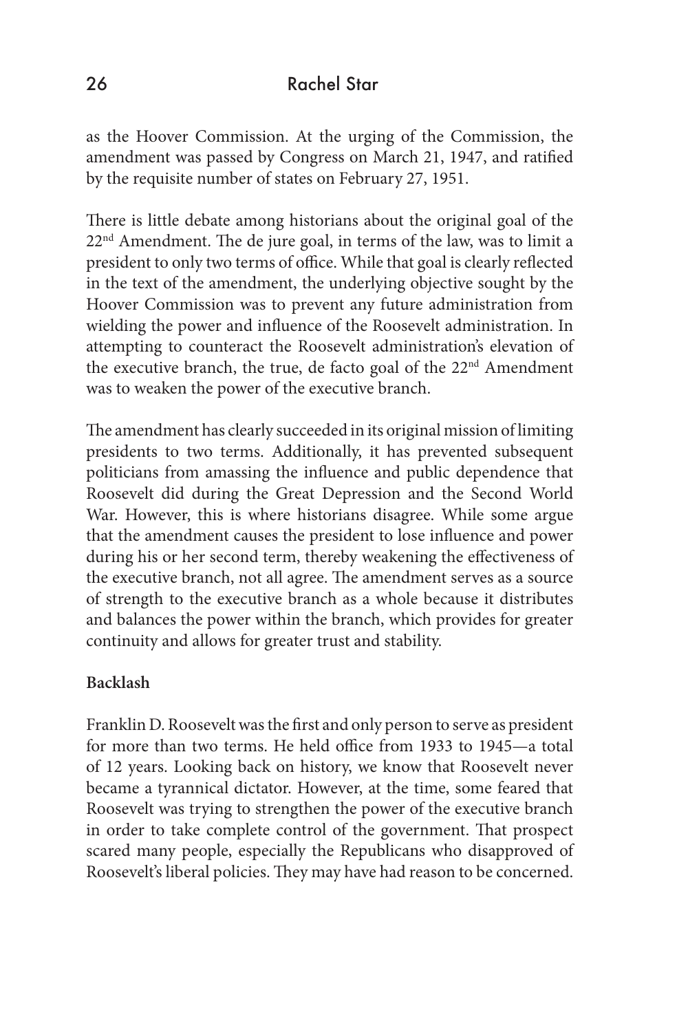as the Hoover Commission. At the urging of the Commission, the amendment was passed by Congress on March 21, 1947, and ratified by the requisite number of states on February 27, 1951.

There is little debate among historians about the original goal of the 22nd Amendment. The de jure goal, in terms of the law, was to limit a president to only two terms of office. While that goal is clearly reflected in the text of the amendment, the underlying objective sought by the Hoover Commission was to prevent any future administration from wielding the power and influence of the Roosevelt administration. In attempting to counteract the Roosevelt administration's elevation of the executive branch, the true, de facto goal of the 22nd Amendment was to weaken the power of the executive branch.

The amendment has clearly succeeded in its original mission of limiting presidents to two terms. Additionally, it has prevented subsequent politicians from amassing the influence and public dependence that Roosevelt did during the Great Depression and the Second World War. However, this is where historians disagree. While some argue that the amendment causes the president to lose influence and power during his or her second term, thereby weakening the effectiveness of the executive branch, not all agree. The amendment serves as a source of strength to the executive branch as a whole because it distributes and balances the power within the branch, which provides for greater continuity and allows for greater trust and stability.

**Backlash**

Franklin D. Roosevelt was the first and only person to serve as president for more than two terms. He held office from 1933 to 1945—a total of 12 years. Looking back on history, we know that Roosevelt never became a tyrannical dictator. However, at the time, some feared that Roosevelt was trying to strengthen the power of the executive branch in order to take complete control of the government. That prospect scared many people, especially the Republicans who disapproved of Roosevelt's liberal policies. They may have had reason to be concerned.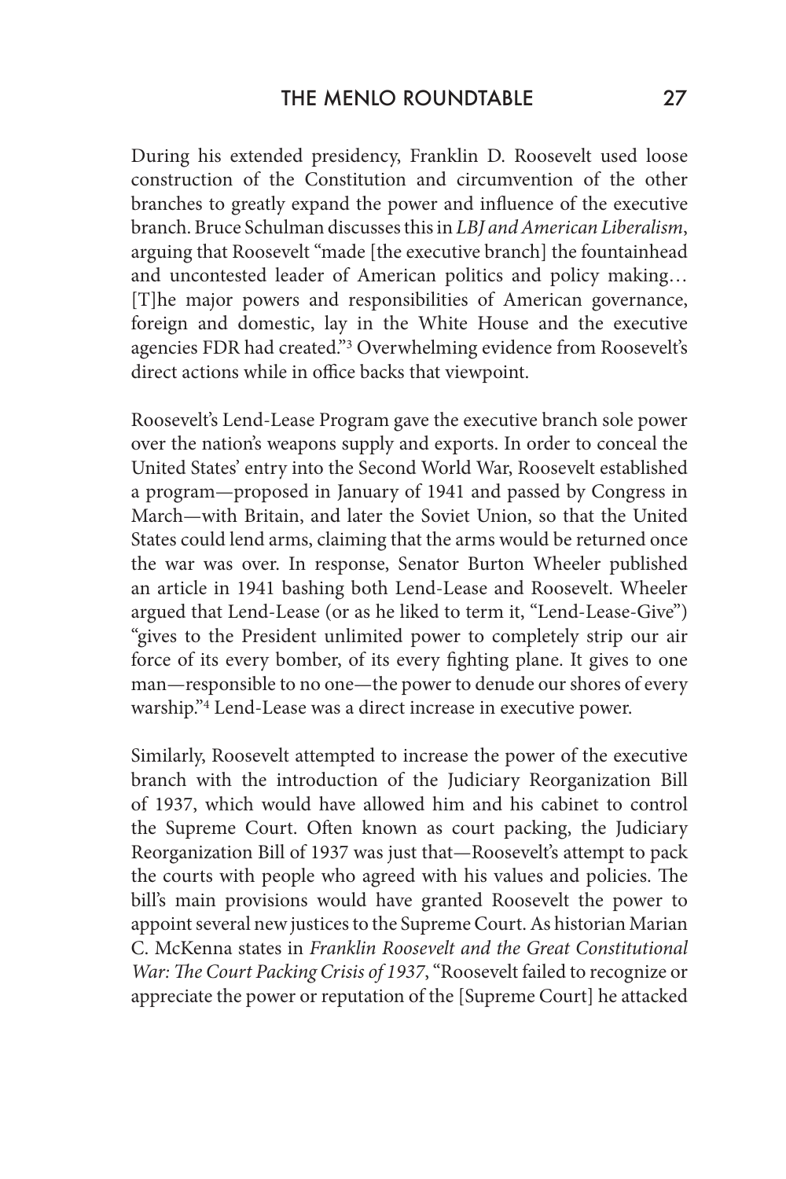During his extended presidency, Franklin D. Roosevelt used loose construction of the Constitution and circumvention of the other branches to greatly expand the power and influence of the executive branch. Bruce Schulman discusses this in *LBJ and American Liberalism*, arguing that Roosevelt "made [the executive branch] the fountainhead and uncontested leader of American politics and policy making… [T]he major powers and responsibilities of American governance, foreign and domestic, lay in the White House and the executive agencies FDR had created."[3] Overwhelming evidence from Roosevelt's direct actions while in office backs that viewpoint.

Roosevelt's Lend-Lease Program gave the executive branch sole power over the nation's weapons supply and exports. In order to conceal the United States' entry into the Second World War, Roosevelt established a program—proposed in January of 1941 and passed by Congress in March—with Britain, and later the Soviet Union, so that the United States could lend arms, claiming that the arms would be returned once the war was over. In response, Senator Burton Wheeler published an article in 1941 bashing both Lend-Lease and Roosevelt. Wheeler argued that Lend-Lease (or as he liked to term it, "Lend-Lease-Give") "gives to the President unlimited power to completely strip our air force of its every bomber, of its every fighting plane. It gives to one man—responsible to no one—the power to denude our shores of every warship."[4] Lend-Lease was a direct increase in executive power.

Similarly, Roosevelt attempted to increase the power of the executive branch with the introduction of the Judiciary Reorganization Bill of 1937, which would have allowed him and his cabinet to control the Supreme Court. Often known as court packing, the Judiciary Reorganization Bill of 1937 was just that—Roosevelt's attempt to pack the courts with people who agreed with his values and policies. The bill's main provisions would have granted Roosevelt the power to appoint several new justices to the Supreme Court. As historian Marian C. McKenna states in *Franklin Roosevelt and the Great Constitutional War: The Court Packing Crisis of 1937*, "Roosevelt failed to recognize or appreciate the power or reputation of the [Supreme Court] he attacked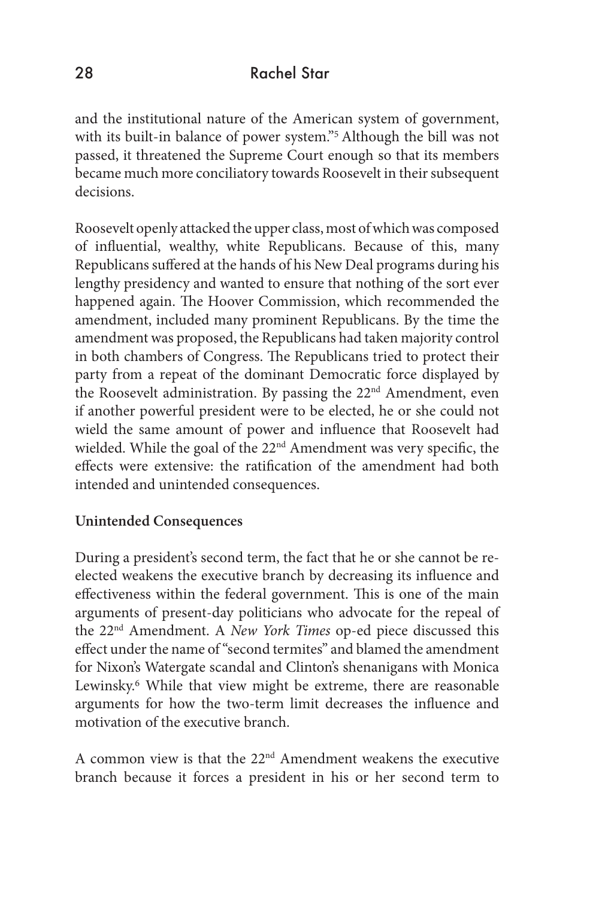and the institutional nature of the American system of government, with its built-in balance of power system."[5] Although the bill was not passed, it threatened the Supreme Court enough so that its members became much more conciliatory towards Roosevelt in their subsequent decisions.

Roosevelt openly attacked the upper class, most of which was composed of influential, wealthy, white Republicans. Because of this, many Republicans suffered at the hands of his New Deal programs during his lengthy presidency and wanted to ensure that nothing of the sort ever happened again. The Hoover Commission, which recommended the amendment, included many prominent Republicans. By the time the amendment was proposed, the Republicans had taken majority control in both chambers of Congress. The Republicans tried to protect their party from a repeat of the dominant Democratic force displayed by the Roosevelt administration. By passing the 22nd Amendment, even if another powerful president were to be elected, he or she could not wield the same amount of power and influence that Roosevelt had wielded. While the goal of the 22nd Amendment was very specific, the effects were extensive: the ratification of the amendment had both intended and unintended consequences.

**Unintended Consequences**

During a president's second term, the fact that he or she cannot be re-elected weakens the executive branch by decreasing its influence and effectiveness within the federal government. This is one of the main arguments of present-day politicians who advocate for the repeal of the 22nd Amendment. A *New York Times* op-ed piece discussed this effect under the name of "second termites" and blamed the amendment for Nixon's Watergate scandal and Clinton's shenanigans with Monica Lewinsky.[6] While that view might be extreme, there are reasonable arguments for how the two-term limit decreases the influence and motivation of the executive branch.

A common view is that the 22nd Amendment weakens the executive branch because it forces a president in his or her second term to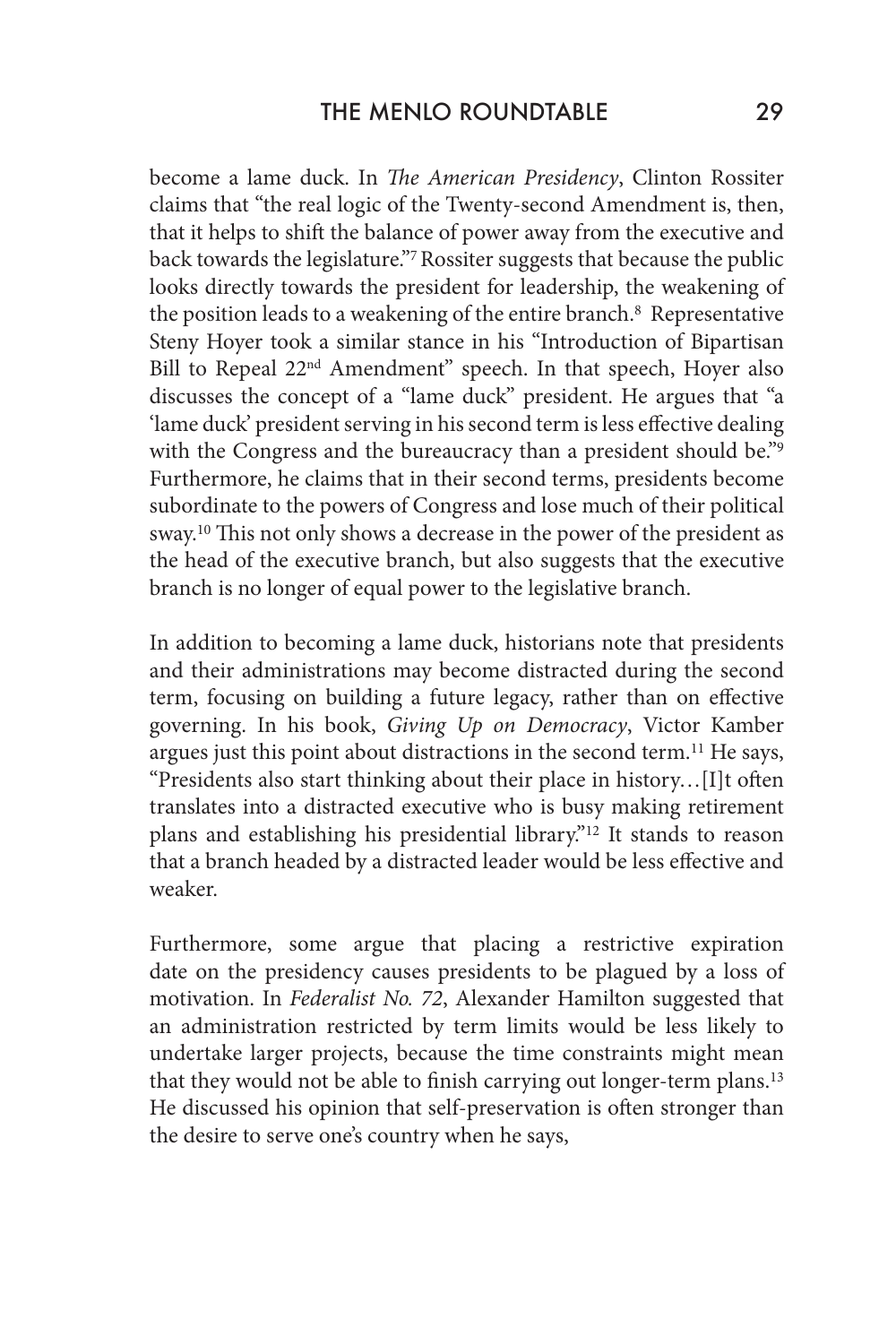become a lame duck. In *The American Presidency*, Clinton Rossiter claims that "the real logic of the Twenty-second Amendment is, then, that it helps to shift the balance of power away from the executive and back towards the legislature."[7] Rossiter suggests that because the public looks directly towards the president for leadership, the weakening of the position leads to a weakening of the entire branch.[8] Representative Steny Hoyer took a similar stance in his "Introduction of Bipartisan Bill to Repeal 22nd Amendment" speech. In that speech, Hoyer also discusses the concept of a "lame duck" president. He argues that "a 'lame duck' president serving in his second term is less effective dealing with the Congress and the bureaucracy than a president should be."[9] Furthermore, he claims that in their second terms, presidents become subordinate to the powers of Congress and lose much of their political sway.[10] This not only shows a decrease in the power of the president as the head of the executive branch, but also suggests that the executive branch is no longer of equal power to the legislative branch.

In addition to becoming a lame duck, historians note that presidents and their administrations may become distracted during the second term, focusing on building a future legacy, rather than on effective governing. In his book, *Giving Up on Democracy*, Victor Kamber argues just this point about distractions in the second term.[11] He says, "Presidents also start thinking about their place in history…[I]t often translates into a distracted executive who is busy making retirement plans and establishing his presidential library."[12] It stands to reason that a branch headed by a distracted leader would be less effective and weaker.

Furthermore, some argue that placing a restrictive expiration date on the presidency causes presidents to be plagued by a loss of motivation. In *Federalist No. 72*, Alexander Hamilton suggested that an administration restricted by term limits would be less likely to undertake larger projects, because the time constraints might mean that they would not be able to finish carrying out longer-term plans.[13] He discussed his opinion that self-preservation is often stronger than the desire to serve one's country when he says,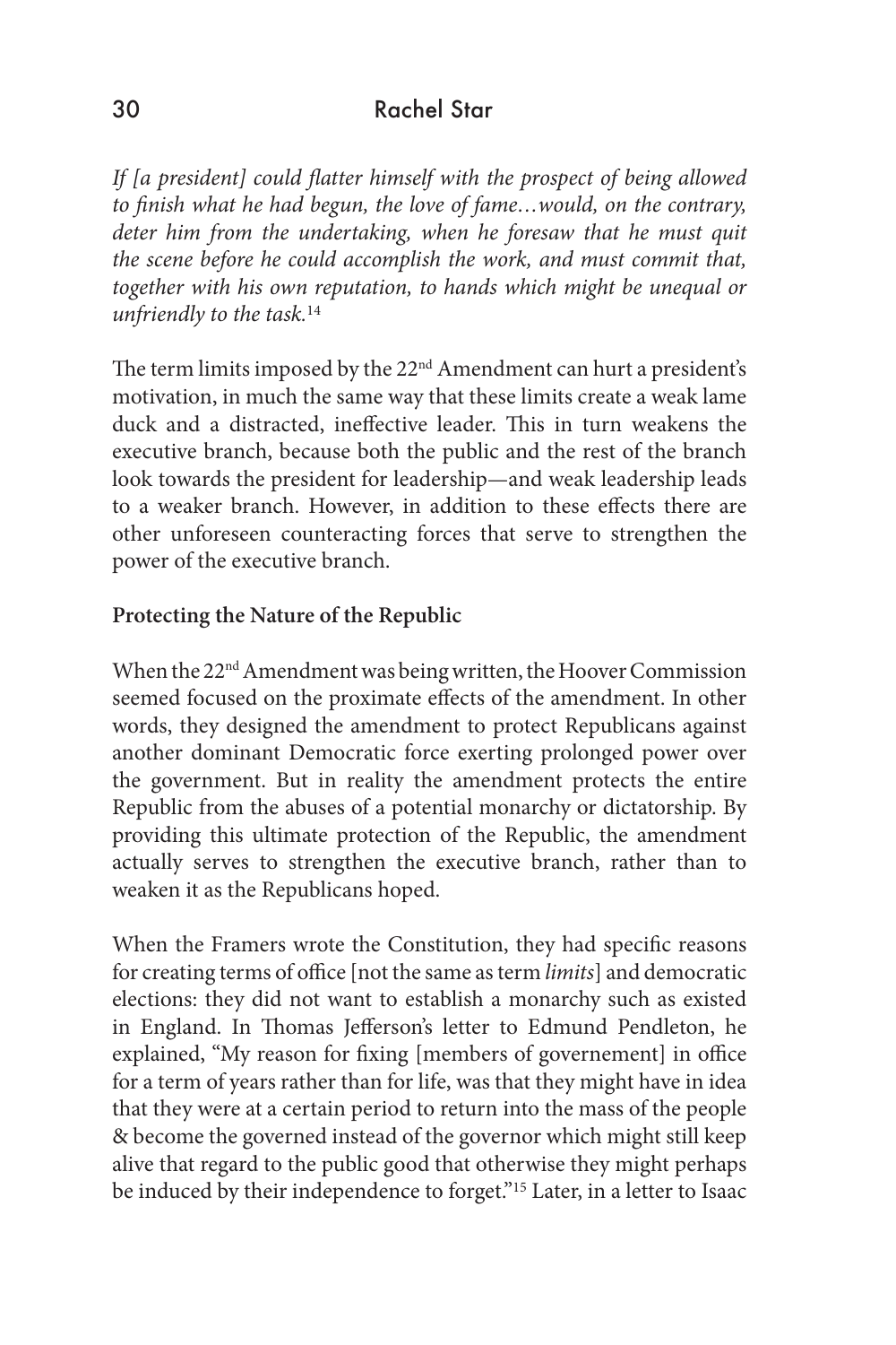*If [a president] could flatter himself with the prospect of being allowed to finish what he had begun, the love of fame…would, on the contrary, deter him from the undertaking, when he foresaw that he must quit the scene before he could accomplish the work, and must commit that, together with his own reputation, to hands which might be unequal or unfriendly to the task.*[14]

The term limits imposed by the 22nd Amendment can hurt a president's motivation, in much the same way that these limits create a weak lame duck and a distracted, ineffective leader. This in turn weakens the executive branch, because both the public and the rest of the branch look towards the president for leadership—and weak leadership leads to a weaker branch. However, in addition to these effects there are other unforeseen counteracting forces that serve to strengthen the power of the executive branch.

**Protecting the Nature of the Republic**

When the 22nd Amendment was being written, the Hoover Commission seemed focused on the proximate effects of the amendment. In other words, they designed the amendment to protect Republicans against another dominant Democratic force exerting prolonged power over the government. But in reality the amendment protects the entire Republic from the abuses of a potential monarchy or dictatorship. By providing this ultimate protection of the Republic, the amendment actually serves to strengthen the executive branch, rather than to weaken it as the Republicans hoped.

When the Framers wrote the Constitution, they had specific reasons for creating terms of office [not the same as term *limits*] and democratic elections: they did not want to establish a monarchy such as existed in England. In Thomas Jefferson's letter to Edmund Pendleton, he explained, "My reason for fixing [members of governement] in office for a term of years rather than for life, was that they might have in idea that they were at a certain period to return into the mass of the people & become the governed instead of the governor which might still keep alive that regard to the public good that otherwise they might perhaps be induced by their independence to forget."[15] Later, in a letter to Isaac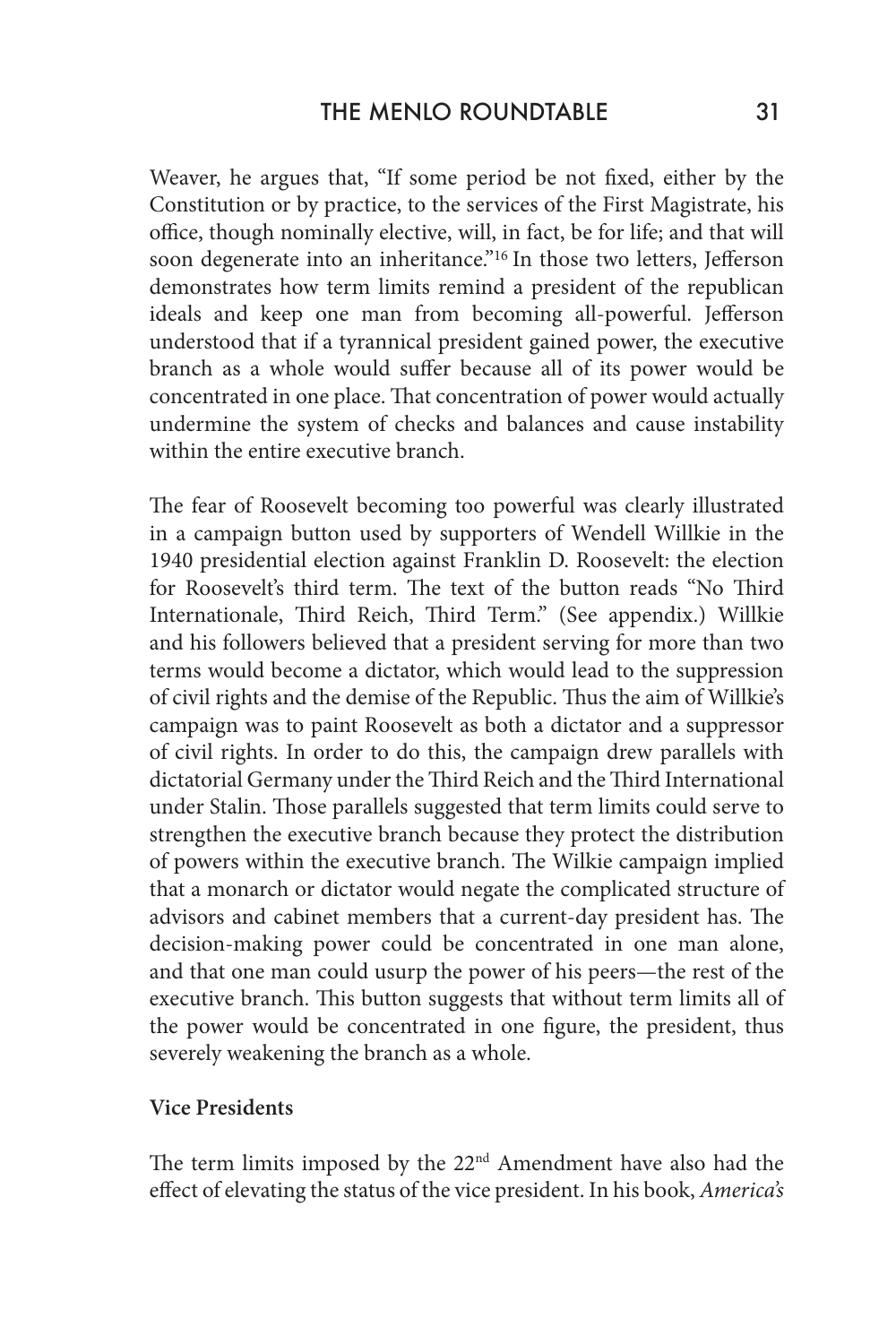Weaver, he argues that, "If some period be not fixed, either by the Constitution or by practice, to the services of the First Magistrate, his office, though nominally elective, will, in fact, be for life; and that will soon degenerate into an inheritance."[16] In those two letters, Jefferson demonstrates how term limits remind a president of the republican ideals and keep one man from becoming all-powerful. Jefferson understood that if a tyrannical president gained power, the executive branch as a whole would suffer because all of its power would be concentrated in one place. That concentration of power would actually undermine the system of checks and balances and cause instability within the entire executive branch.

The fear of Roosevelt becoming too powerful was clearly illustrated in a campaign button used by supporters of Wendell Willkie in the 1940 presidential election against Franklin D. Roosevelt: the election for Roosevelt's third term. The text of the button reads "No Third Internationale, Third Reich, Third Term." (See appendix.) Willkie and his followers believed that a president serving for more than two terms would become a dictator, which would lead to the suppression of civil rights and the demise of the Republic. Thus the aim of Willkie's campaign was to paint Roosevelt as both a dictator and a suppressor of civil rights. In order to do this, the campaign drew parallels with dictatorial Germany under the Third Reich and the Third International under Stalin. Those parallels suggested that term limits could serve to strengthen the executive branch because they protect the distribution of powers within the executive branch. The Wilkie campaign implied that a monarch or dictator would negate the complicated structure of advisors and cabinet members that a current-day president has. The decision-making power could be concentrated in one man alone, and that one man could usurp the power of his peers—the rest of the executive branch. This button suggests that without term limits all of the power would be concentrated in one figure, the president, thus severely weakening the branch as a whole.

**Vice Presidents**

The term limits imposed by the 22nd Amendment have also had the effect of elevating the status of the vice president. In his book, *America's*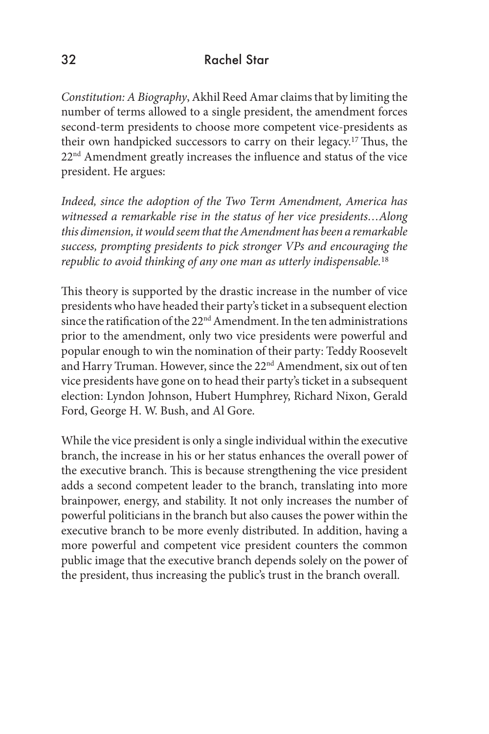*Constitution: A Biography*, Akhil Reed Amar claims that by limiting the number of terms allowed to a single president, the amendment forces second-term presidents to choose more competent vice-presidents as their own handpicked successors to carry on their legacy.[17] Thus, the 22nd Amendment greatly increases the influence and status of the vice president. He argues:

*Indeed, since the adoption of the Two Term Amendment, America has witnessed a remarkable rise in the status of her vice presidents…Along this dimension, it would seem that the Amendment has been a remarkable success, prompting presidents to pick stronger VPs and encouraging the republic to avoid thinking of any one man as utterly indispensable.*[18]

This theory is supported by the drastic increase in the number of vice presidents who have headed their party's ticket in a subsequent election since the ratification of the 22nd Amendment. In the ten administrations prior to the amendment, only two vice presidents were powerful and popular enough to win the nomination of their party: Teddy Roosevelt and Harry Truman. However, since the 22nd Amendment, six out of ten vice presidents have gone on to head their party's ticket in a subsequent election: Lyndon Johnson, Hubert Humphrey, Richard Nixon, Gerald Ford, George H. W. Bush, and Al Gore.

While the vice president is only a single individual within the executive branch, the increase in his or her status enhances the overall power of the executive branch. This is because strengthening the vice president adds a second competent leader to the branch, translating into more brainpower, energy, and stability. It not only increases the number of powerful politicians in the branch but also causes the power within the executive branch to be more evenly distributed. In addition, having a more powerful and competent vice president counters the common public image that the executive branch depends solely on the power of the president, thus increasing the public's trust in the branch overall.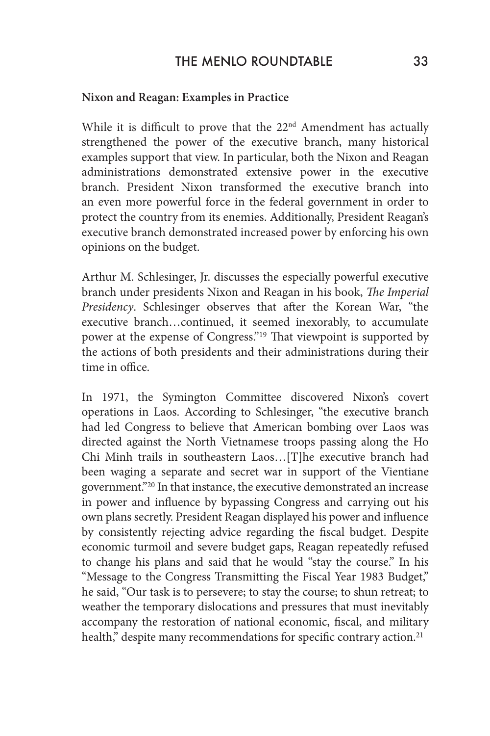**Nixon and Reagan: Examples in Practice**

While it is difficult to prove that the 22nd Amendment has actually strengthened the power of the executive branch, many historical examples support that view. In particular, both the Nixon and Reagan administrations demonstrated extensive power in the executive branch. President Nixon transformed the executive branch into an even more powerful force in the federal government in order to protect the country from its enemies. Additionally, President Reagan's executive branch demonstrated increased power by enforcing his own opinions on the budget.

Arthur M. Schlesinger, Jr. discusses the especially powerful executive branch under presidents Nixon and Reagan in his book, *The Imperial Presidency*. Schlesinger observes that after the Korean War, "the executive branch…continued, it seemed inexorably, to accumulate power at the expense of Congress."[19] That viewpoint is supported by the actions of both presidents and their administrations during their time in office.

In 1971, the Symington Committee discovered Nixon's covert operations in Laos. According to Schlesinger, "the executive branch had led Congress to believe that American bombing over Laos was directed against the North Vietnamese troops passing along the Ho Chi Minh trails in southeastern Laos…[T]he executive branch had been waging a separate and secret war in support of the Vientiane government."[20] In that instance, the executive demonstrated an increase in power and influence by bypassing Congress and carrying out his own plans secretly. President Reagan displayed his power and influence by consistently rejecting advice regarding the fiscal budget. Despite economic turmoil and severe budget gaps, Reagan repeatedly refused to change his plans and said that he would "stay the course." In his "Message to the Congress Transmitting the Fiscal Year 1983 Budget," he said, "Our task is to persevere; to stay the course; to shun retreat; to weather the temporary dislocations and pressures that must inevitably accompany the restoration of national economic, fiscal, and military health," despite many recommendations for specific contrary action.[21]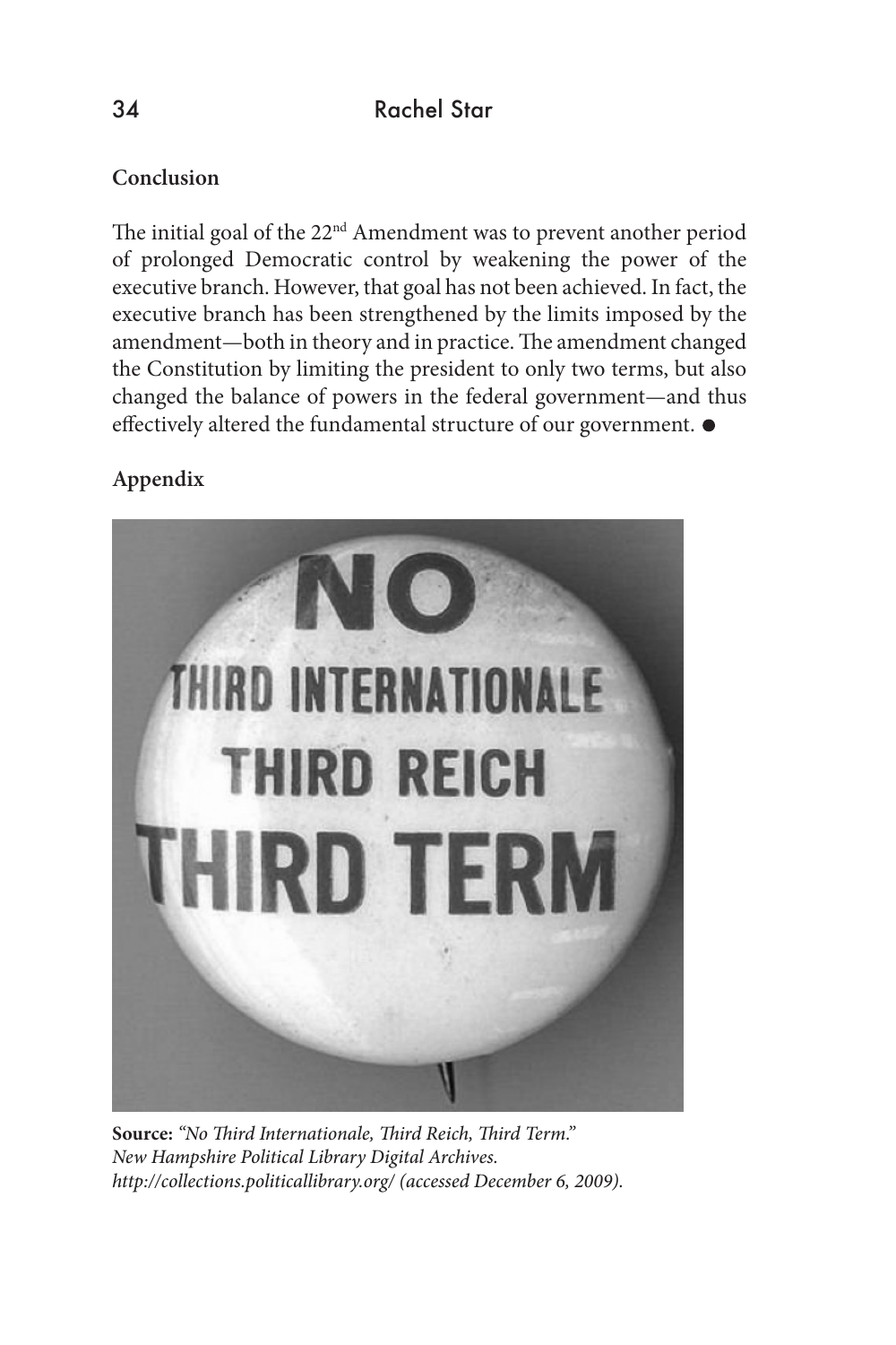**Conclusion**

The initial goal of the 22nd Amendment was to prevent another period of prolonged Democratic control by weakening the power of the executive branch. However, that goal has not been achieved. In fact, the executive branch has been strengthened by the limits imposed by the amendment—both in theory and in practice. The amendment changed the Constitution by limiting the president to only two terms, but also changed the balance of powers in the federal government—and thus effectively altered the fundamental structure of our government. ●

**Appendix**

**Source:** *"No Third Internationale, Third Reich, Third Term." New Hampshire Political Library Digital Archives. http://collections.politicallibrary.org/ (accessed December 6, 2009).*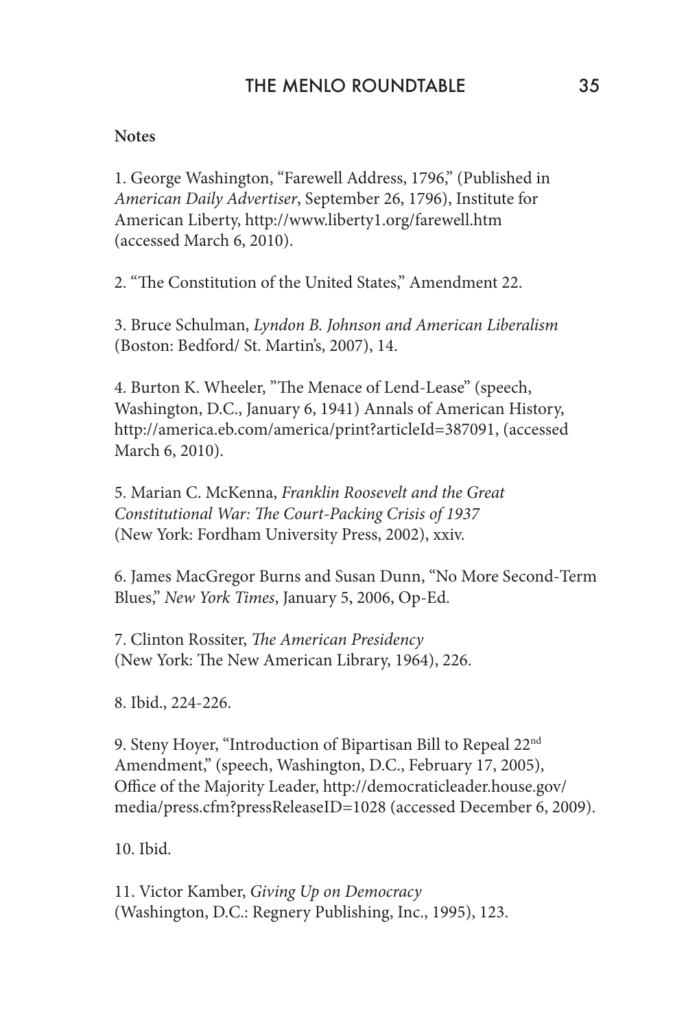**Notes**

1. George Washington, "Farewell Address, 1796," (Published in *American Daily Advertiser*, September 26, 1796), Institute for American Liberty, http://www.liberty1.org/farewell.htm (accessed March 6, 2010).

2. "The Constitution of the United States," Amendment 22.

3. Bruce Schulman, *Lyndon B. Johnson and American Liberalism* (Boston: Bedford/ St. Martin's, 2007), 14.

4. Burton K. Wheeler, "The Menace of Lend-Lease" (speech, Washington, D.C., January 6, 1941) Annals of American History, http://america.eb.com/america/print?articleId=387091, (accessed March 6, 2010).

5. Marian C. McKenna, *Franklin Roosevelt and the Great Constitutional War: The Court-Packing Crisis of 1937* (New York: Fordham University Press, 2002), xxiv.

6. James MacGregor Burns and Susan Dunn, "No More Second-Term Blues," *New York Times*, January 5, 2006, Op-Ed.

7. Clinton Rossiter, *The American Presidency* (New York: The New American Library, 1964), 226.

8. Ibid., 224-226.

9. Steny Hoyer, "Introduction of Bipartisan Bill to Repeal 22nd Amendment," (speech, Washington, D.C., February 17, 2005), Office of the Majority Leader, http://democraticleader.house.gov/media/press.cfm?pressReleaseID=1028 (accessed December 6, 2009).

10. Ibid.

11. Victor Kamber, *Giving Up on Democracy* (Washington, D.C.: Regnery Publishing, Inc., 1995), 123.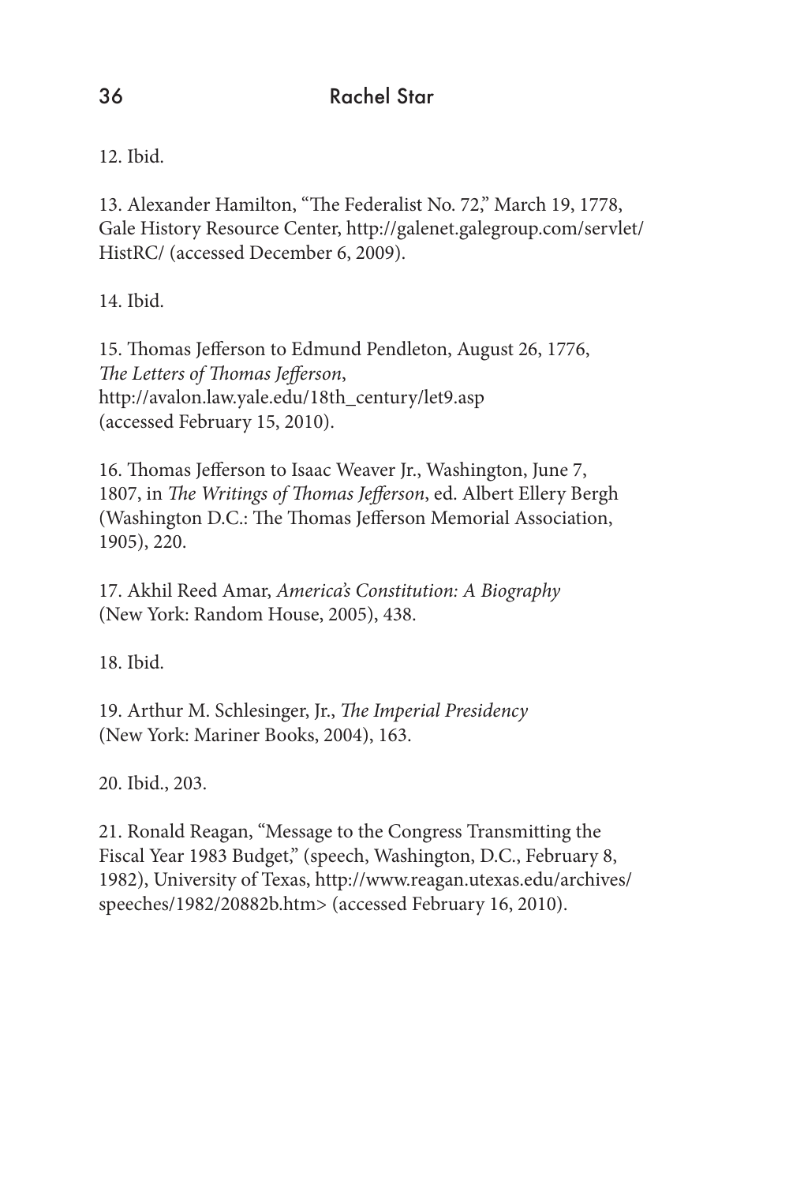12. Ibid.

13. Alexander Hamilton, "The Federalist No. 72," March 19, 1778, Gale History Resource Center, http://galenet.galegroup.com/servlet/HistRC/ (accessed December 6, 2009).

14. Ibid.

15. Thomas Jefferson to Edmund Pendleton, August 26, 1776, *The Letters of Thomas Jefferson*, http://avalon.law.yale.edu/18th_century/let9.asp (accessed February 15, 2010).

16. Thomas Jefferson to Isaac Weaver Jr., Washington, June 7, 1807, in *The Writings of Thomas Jefferson*, ed. Albert Ellery Bergh (Washington D.C.: The Thomas Jefferson Memorial Association, 1905), 220.

17. Akhil Reed Amar, *America's Constitution: A Biography* (New York: Random House, 2005), 438.

18. Ibid.

19. Arthur M. Schlesinger, Jr., *The Imperial Presidency* (New York: Mariner Books, 2004), 163.

20. Ibid., 203.

21. Ronald Reagan, "Message to the Congress Transmitting the Fiscal Year 1983 Budget," (speech, Washington, D.C., February 8, 1982), University of Texas, http://www.reagan.utexas.edu/archives/speeches/1982/20882b.htm> (accessed February 16, 2010).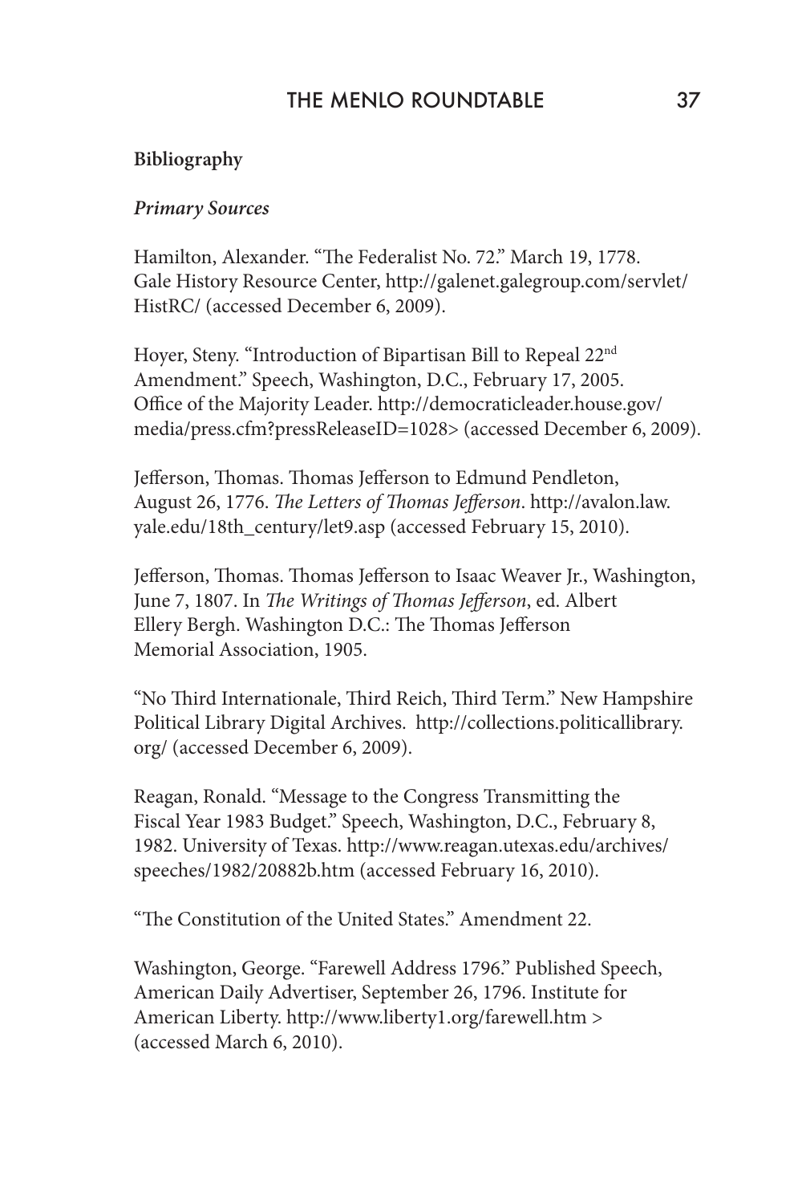**Bibliography**

***Primary Sources***

Hamilton, Alexander. "The Federalist No. 72." March 19, 1778. Gale History Resource Center, http://galenet.galegroup.com/servlet/HistRC/ (accessed December 6, 2009).

Hoyer, Steny. "Introduction of Bipartisan Bill to Repeal 22nd Amendment." Speech, Washington, D.C., February 17, 2005. Office of the Majority Leader. http://democraticleader.house.gov/media/press.cfm?pressReleaseID=1028> (accessed December 6, 2009).

Jefferson, Thomas. Thomas Jefferson to Edmund Pendleton, August 26, 1776. *The Letters of Thomas Jefferson*. http://avalon.law.yale.edu/18th_century/let9.asp (accessed February 15, 2010).

Jefferson, Thomas. Thomas Jefferson to Isaac Weaver Jr., Washington, June 7, 1807. In *The Writings of Thomas Jefferson*, ed. Albert Ellery Bergh. Washington D.C.: The Thomas Jefferson Memorial Association, 1905.

"No Third Internationale, Third Reich, Third Term." New Hampshire Political Library Digital Archives. http://collections.politicallibrary.org/ (accessed December 6, 2009).

Reagan, Ronald. "Message to the Congress Transmitting the Fiscal Year 1983 Budget." Speech, Washington, D.C., February 8, 1982. University of Texas. http://www.reagan.utexas.edu/archives/speeches/1982/20882b.htm (accessed February 16, 2010).

"The Constitution of the United States." Amendment 22.

Washington, George. "Farewell Address 1796." Published Speech, American Daily Advertiser, September 26, 1796. Institute for American Liberty. http://www.liberty1.org/farewell.htm > (accessed March 6, 2010).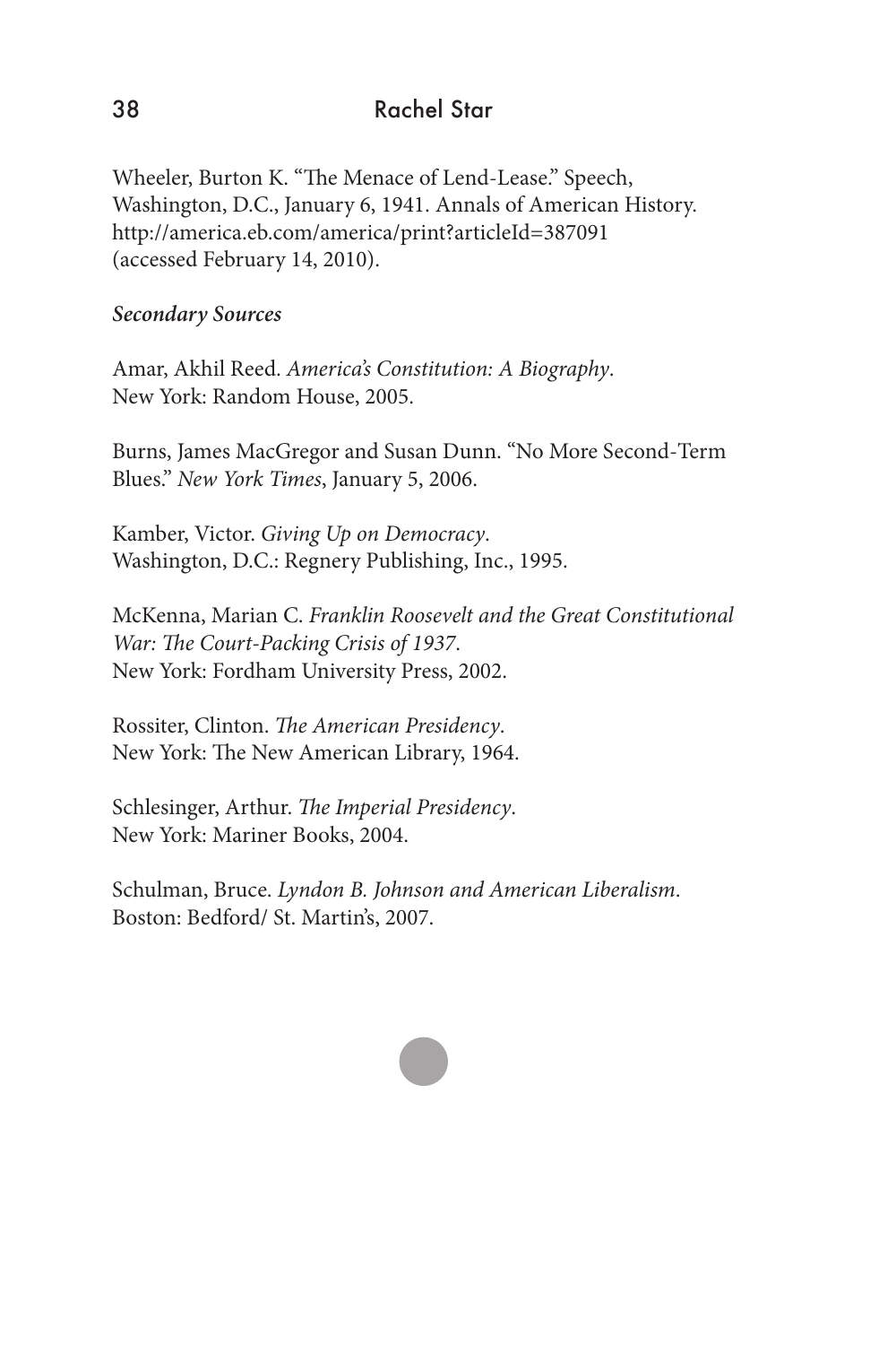Wheeler, Burton K. "The Menace of Lend-Lease." Speech, Washington, D.C., January 6, 1941. Annals of American History. http://america.eb.com/america/print?articleId=387091 (accessed February 14, 2010).

***Secondary Sources***

Amar, Akhil Reed. *America's Constitution: A Biography*. New York: Random House, 2005.

Burns, James MacGregor and Susan Dunn. "No More Second-Term Blues." *New York Times*, January 5, 2006.

Kamber, Victor. *Giving Up on Democracy*. Washington, D.C.: Regnery Publishing, Inc., 1995.

McKenna, Marian C. *Franklin Roosevelt and the Great Constitutional War: The Court-Packing Crisis of 1937*. New York: Fordham University Press, 2002.

Rossiter, Clinton. *The American Presidency*. New York: The New American Library, 1964.

Schlesinger, Arthur. *The Imperial Presidency*. New York: Mariner Books, 2004.

Schulman, Bruce. *Lyndon B. Johnson and American Liberalism*. Boston: Bedford/ St. Martin's, 2007.